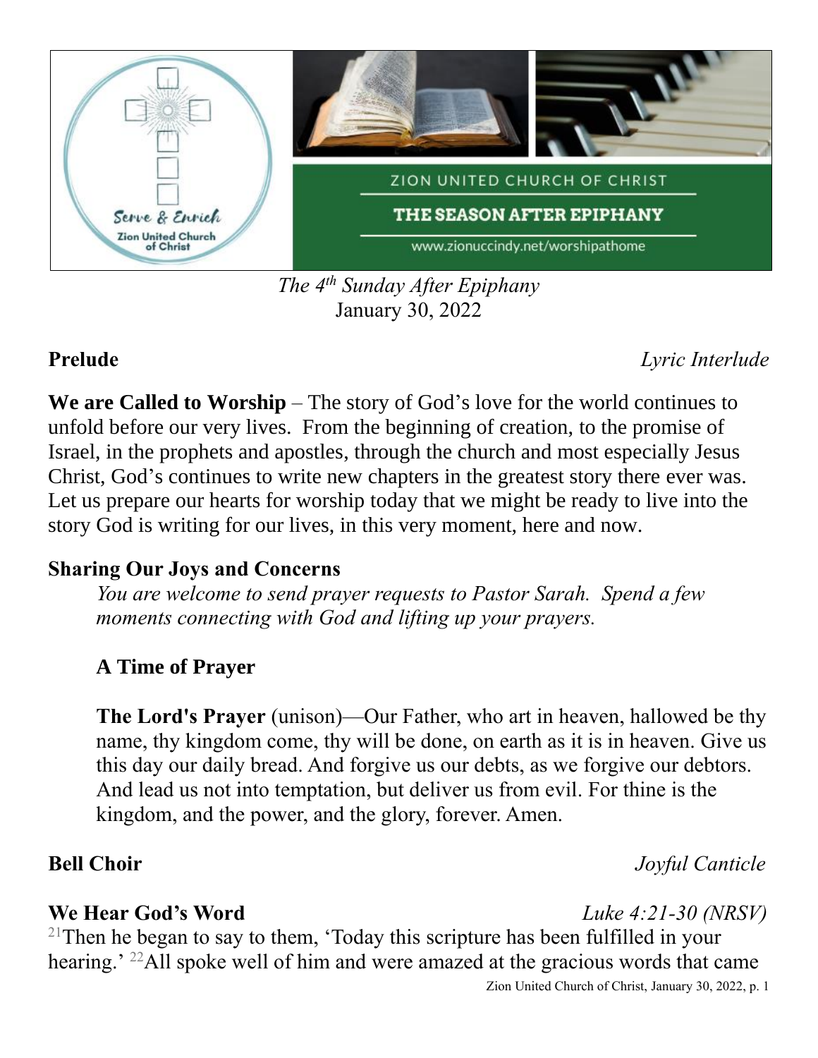ZION UNITED CHURCH OF CHRIST

THE SEASON AFTER EPIPHANY

www.zionuccindy.net/worshipathome

*The 4th Sunday After Epiphany*
January 30, 2022

**Prelude** *Lyric Interlude*

**We are Called to Worship** – The story of God's love for the world continues to unfold before our very lives. From the beginning of creation, to the promise of Israel, in the prophets and apostles, through the church and most especially Jesus Christ, God's continues to write new chapters in the greatest story there ever was. Let us prepare our hearts for worship today that we might be ready to live into the story God is writing for our lives, in this very moment, here and now.

**Sharing Our Joys and Concerns**

*You are welcome to send prayer requests to Pastor Sarah. Spend a few moments connecting with God and lifting up your prayers.*

**A Time of Prayer**

**The Lord's Prayer** (unison)—Our Father, who art in heaven, hallowed be thy name, thy kingdom come, thy will be done, on earth as it is in heaven. Give us this day our daily bread. And forgive us our debts, as we forgive our debtors. And lead us not into temptation, but deliver us from evil. For thine is the kingdom, and the power, and the glory, forever. Amen.

**Bell Choir** *Joyful Canticle*

**We Hear God's Word** *Luke 4:21-30 (NRSV)*

[21]Then he began to say to them, 'Today this scripture has been fulfilled in your hearing.' [22]All spoke well of him and were amazed at the gracious words that came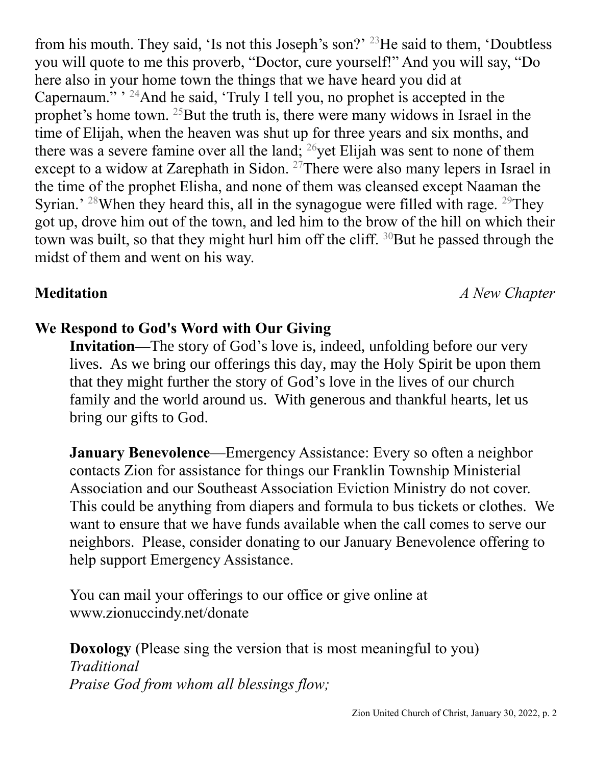from his mouth. They said, 'Is not this Joseph's son?' [23]He said to them, 'Doubtless you will quote to me this proverb, "Doctor, cure yourself!" And you will say, "Do here also in your home town the things that we have heard you did at Capernaum." ' [24]And he said, 'Truly I tell you, no prophet is accepted in the prophet's home town. [25]But the truth is, there were many widows in Israel in the time of Elijah, when the heaven was shut up for three years and six months, and there was a severe famine over all the land; [26]yet Elijah was sent to none of them except to a widow at Zarephath in Sidon. [27]There were also many lepers in Israel in the time of the prophet Elisha, and none of them was cleansed except Naaman the Syrian.' [28]When they heard this, all in the synagogue were filled with rage. [29]They got up, drove him out of the town, and led him to the brow of the hill on which their town was built, so that they might hurl him off the cliff. [30]But he passed through the midst of them and went on his way.

**Meditation** *A New Chapter*

**We Respond to God's Word with Our Giving**

**Invitation—**The story of God's love is, indeed, unfolding before our very lives. As we bring our offerings this day, may the Holy Spirit be upon them that they might further the story of God's love in the lives of our church family and the world around us. With generous and thankful hearts, let us bring our gifts to God.

**January Benevolence**—Emergency Assistance: Every so often a neighbor contacts Zion for assistance for things our Franklin Township Ministerial Association and our Southeast Association Eviction Ministry do not cover. This could be anything from diapers and formula to bus tickets or clothes. We want to ensure that we have funds available when the call comes to serve our neighbors. Please, consider donating to our January Benevolence offering to help support Emergency Assistance.

You can mail your offerings to our office or give online at www.zionuccindy.net/donate

**Doxology** (Please sing the version that is most meaningful to you)
*Traditional*
*Praise God from whom all blessings flow;*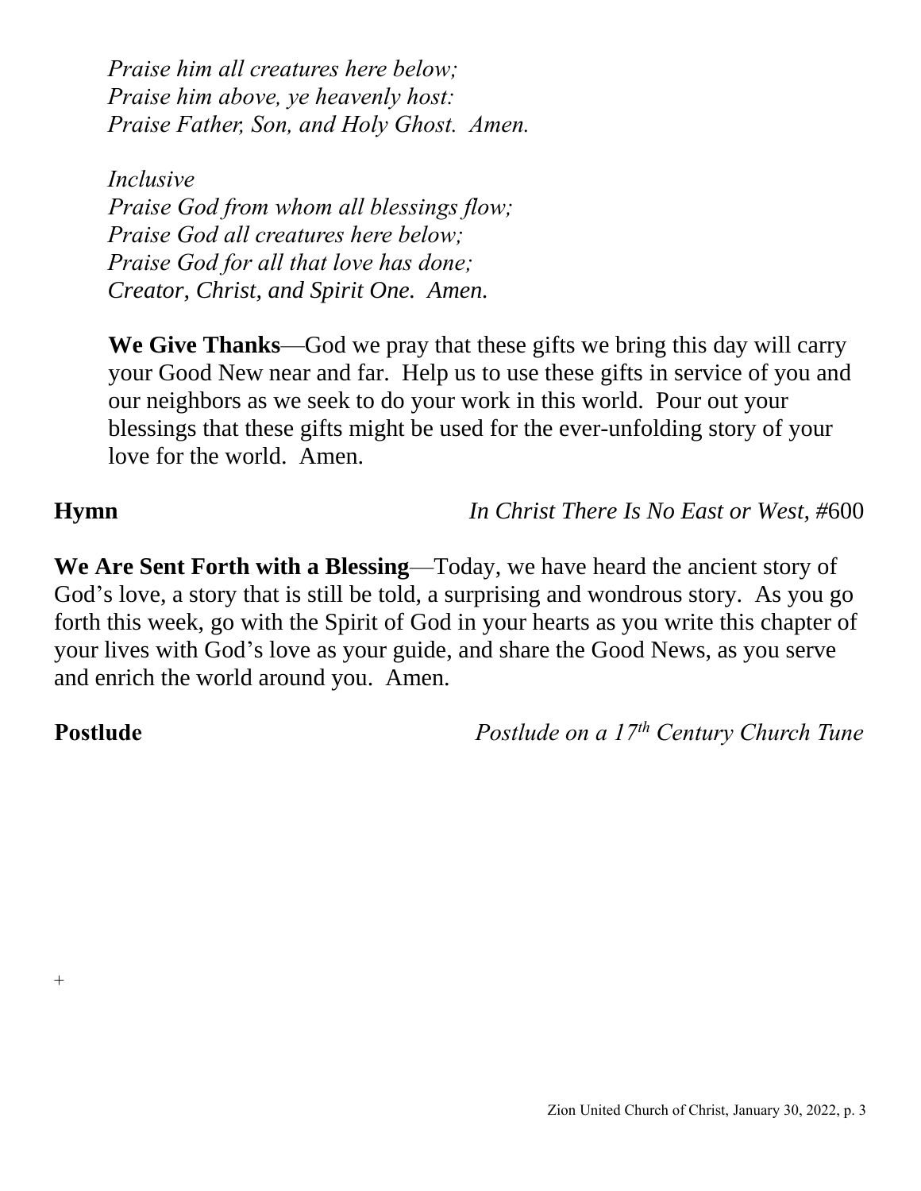*Praise him all creatures here below;*
*Praise him above, ye heavenly host:*
*Praise Father, Son, and Holy Ghost. Amen.*

*Inclusive*
*Praise God from whom all blessings flow;*
*Praise God all creatures here below;*
*Praise God for all that love has done;*
*Creator, Christ, and Spirit One. Amen.*

**We Give Thanks**—God we pray that these gifts we bring this day will carry your Good New near and far. Help us to use these gifts in service of you and our neighbors as we seek to do your work in this world. Pour out your blessings that these gifts might be used for the ever-unfolding story of your love for the world. Amen.

**Hymn** *In Christ There Is No East or West, #*600

**We Are Sent Forth with a Blessing**—Today, we have heard the ancient story of God's love, a story that is still be told, a surprising and wondrous story. As you go forth this week, go with the Spirit of God in your hearts as you write this chapter of your lives with God's love as your guide, and share the Good News, as you serve and enrich the world around you. Amen.

**Postlude** *Postlude on a 17th Century Church Tune*

+